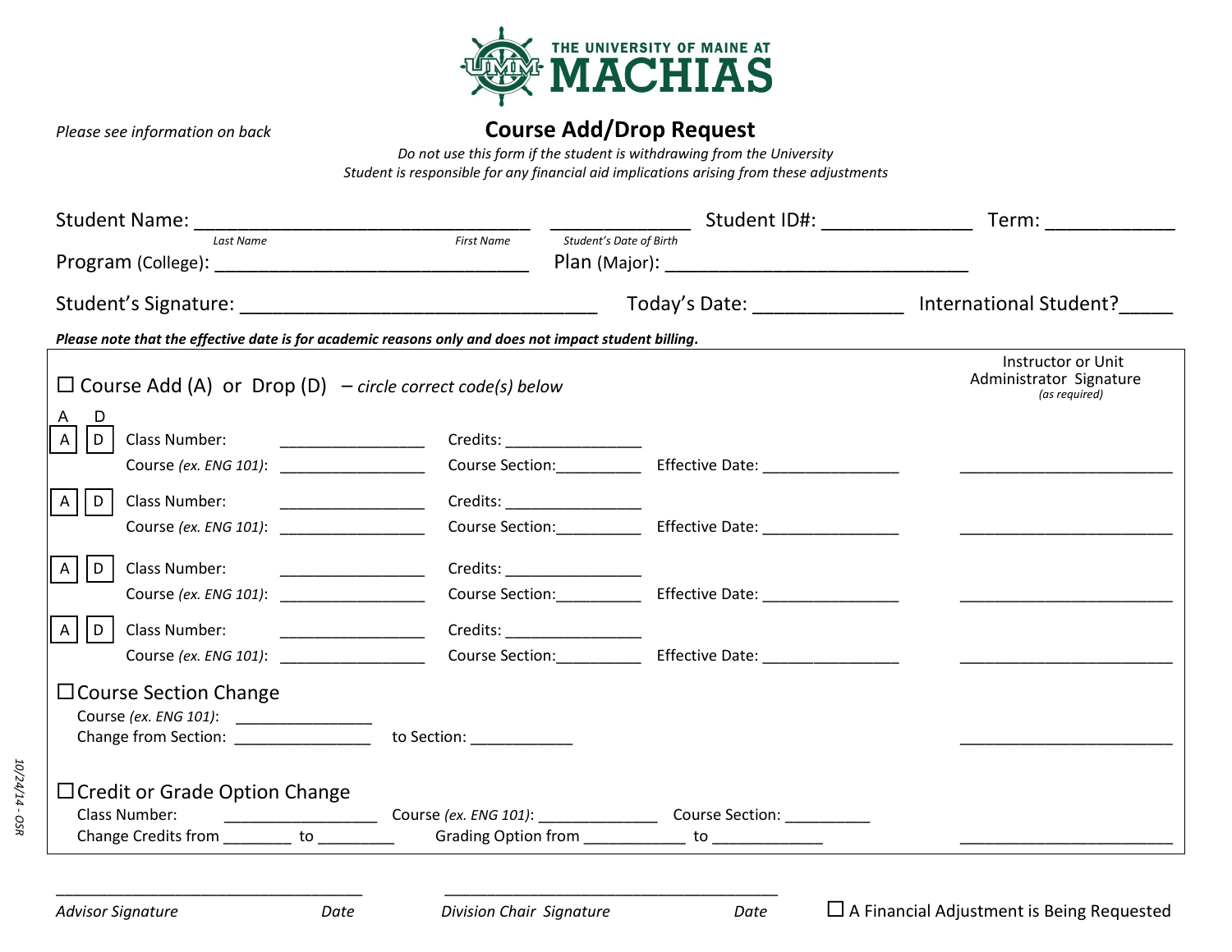THE UNIVERSITY OF MAINE AT MACHIAS

*Please see information on back*

# Course Add/Drop Request

*Do not use this form if the student is withdrawing from the University*
*Student is responsible for any financial aid implications arising from these adjustments*

Student Name: ______________________________ (*Last Name*) ____________ (*First Name*) ____________ (*Student's Date of Birth*) Student ID#: ______________ Term: ____________

Program (College): ______________________________ Plan (Major): ______________________________

Student's Signature: ______________________________ Today's Date: ______________ International Student?_____

***Please note that the effective date is for academic reasons only and does not impact student billing.***

☐ Course Add (A) or Drop (D) – *circle correct code(s) below*

Instructor or Unit Administrator Signature *(as required)*

| A | D | | | | |
|---|---|---|---|---|---|
| A | D | Class Number: ______________ | Credits: ______________ | | |
| | | Course *(ex. ENG 101)*: ______________ | Course Section: __________ | Effective Date: ______________ | ______________________ |
| A | D | Class Number: ______________ | Credits: ______________ | | |
| | | Course *(ex. ENG 101)*: ______________ | Course Section: __________ | Effective Date: ______________ | ______________________ |
| A | D | Class Number: ______________ | Credits: ______________ | | |
| | | Course *(ex. ENG 101)*: ______________ | Course Section: __________ | Effective Date: ______________ | ______________________ |
| A | D | Class Number: ______________ | Credits: ______________ | | |
| | | Course *(ex. ENG 101)*: ______________ | Course Section: __________ | Effective Date: ______________ | ______________________ |

☐ Course Section Change

Course *(ex. ENG 101)*: ______________
Change from Section: ______________ to Section: ____________ ______________________

☐ Credit or Grade Option Change

Class Number: ______________ Course *(ex. ENG 101)*: ______________ Course Section: __________
Change Credits from ________ to ________ Grading Option from ____________ to ____________ ______________________

______________________________
*Advisor Signature* *Date*

______________________________
*Division Chair Signature* *Date*

☐ A Financial Adjustment is Being Requested

*10/24/14 - OSR*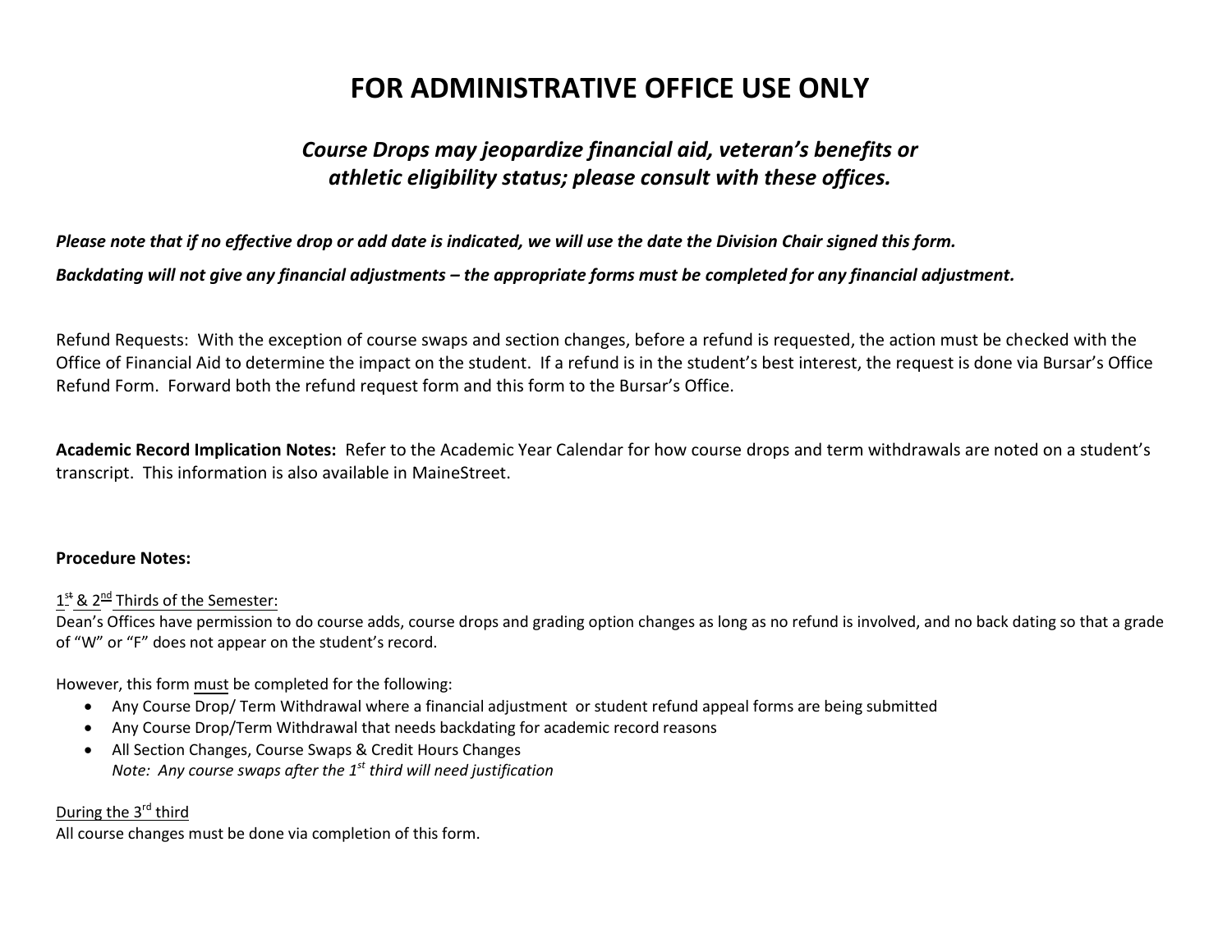# FOR ADMINISTRATIVE OFFICE USE ONLY

## *Course Drops may jeopardize financial aid, veteran's benefits or athletic eligibility status; please consult with these offices.*

***Please note that if no effective drop or add date is indicated, we will use the date the Division Chair signed this form.***

***Backdating will not give any financial adjustments – the appropriate forms must be completed for any financial adjustment.***

Refund Requests: With the exception of course swaps and section changes, before a refund is requested, the action must be checked with the Office of Financial Aid to determine the impact on the student. If a refund is in the student's best interest, the request is done via Bursar's Office Refund Form. Forward both the refund request form and this form to the Bursar's Office.

**Academic Record Implication Notes:** Refer to the Academic Year Calendar for how course drops and term withdrawals are noted on a student's transcript. This information is also available in MaineStreet.

**Procedure Notes:**

1st & 2nd Thirds of the Semester:
Dean's Offices have permission to do course adds, course drops and grading option changes as long as no refund is involved, and no back dating so that a grade of "W" or "F" does not appear on the student's record.

However, this form must be completed for the following:

- Any Course Drop/ Term Withdrawal where a financial adjustment or student refund appeal forms are being submitted
- Any Course Drop/Term Withdrawal that needs backdating for academic record reasons
- All Section Changes, Course Swaps & Credit Hours Changes
  *Note: Any course swaps after the 1st third will need justification*

During the 3rd third
All course changes must be done via completion of this form.